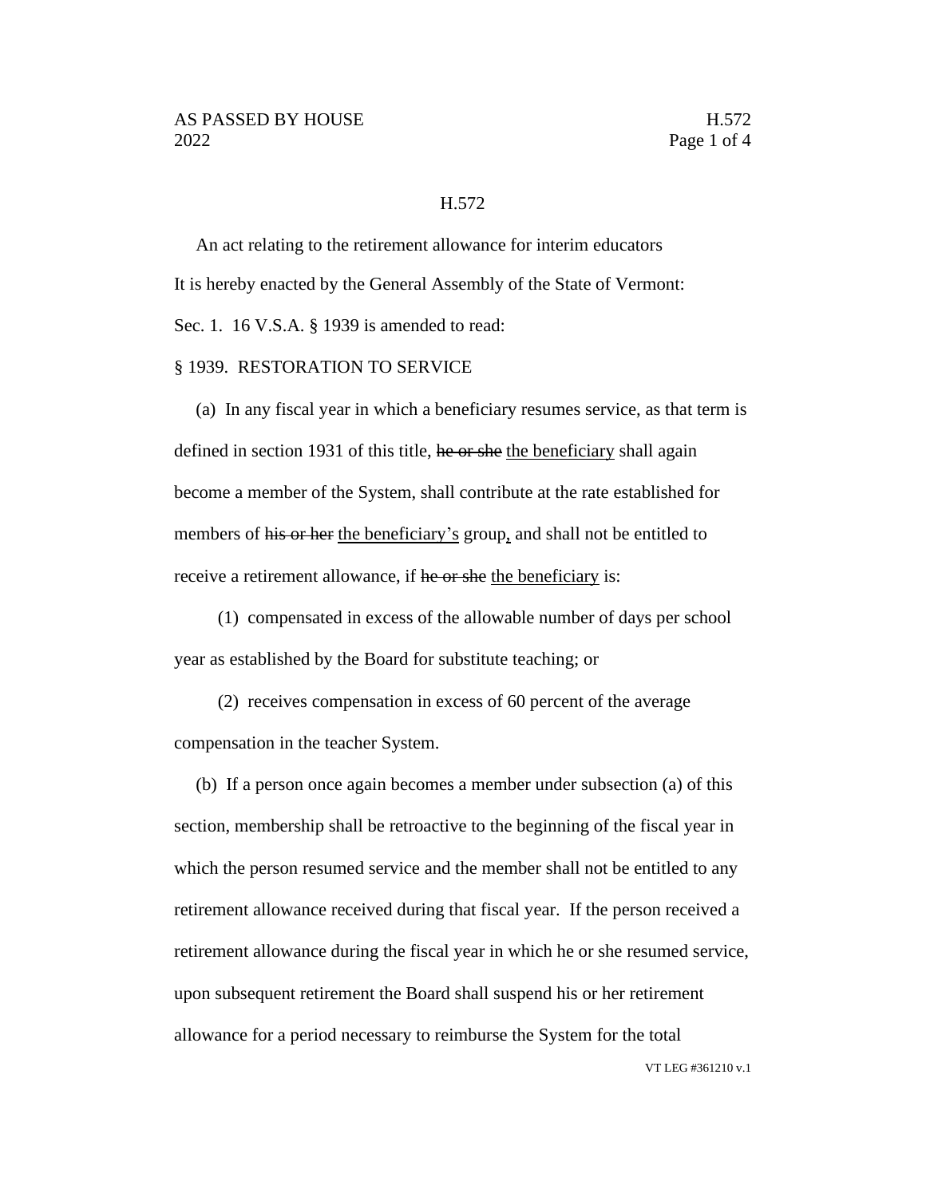H.572

An act relating to the retirement allowance for interim educators

It is hereby enacted by the General Assembly of the State of Vermont:

Sec. 1. 16 V.S.A. § 1939 is amended to read:

§ 1939. RESTORATION TO SERVICE

(a) In any fiscal year in which a beneficiary resumes service, as that term is defined in section 1931 of this title, ~~he or she~~ the beneficiary shall again become a member of the System, shall contribute at the rate established for members of ~~his or her~~ the beneficiary's group, and shall not be entitled to receive a retirement allowance, if ~~he or she~~ the beneficiary is:

(1) compensated in excess of the allowable number of days per school year as established by the Board for substitute teaching; or

(2) receives compensation in excess of 60 percent of the average compensation in the teacher System.

(b) If a person once again becomes a member under subsection (a) of this section, membership shall be retroactive to the beginning of the fiscal year in which the person resumed service and the member shall not be entitled to any retirement allowance received during that fiscal year. If the person received a retirement allowance during the fiscal year in which he or she resumed service, upon subsequent retirement the Board shall suspend his or her retirement allowance for a period necessary to reimburse the System for the total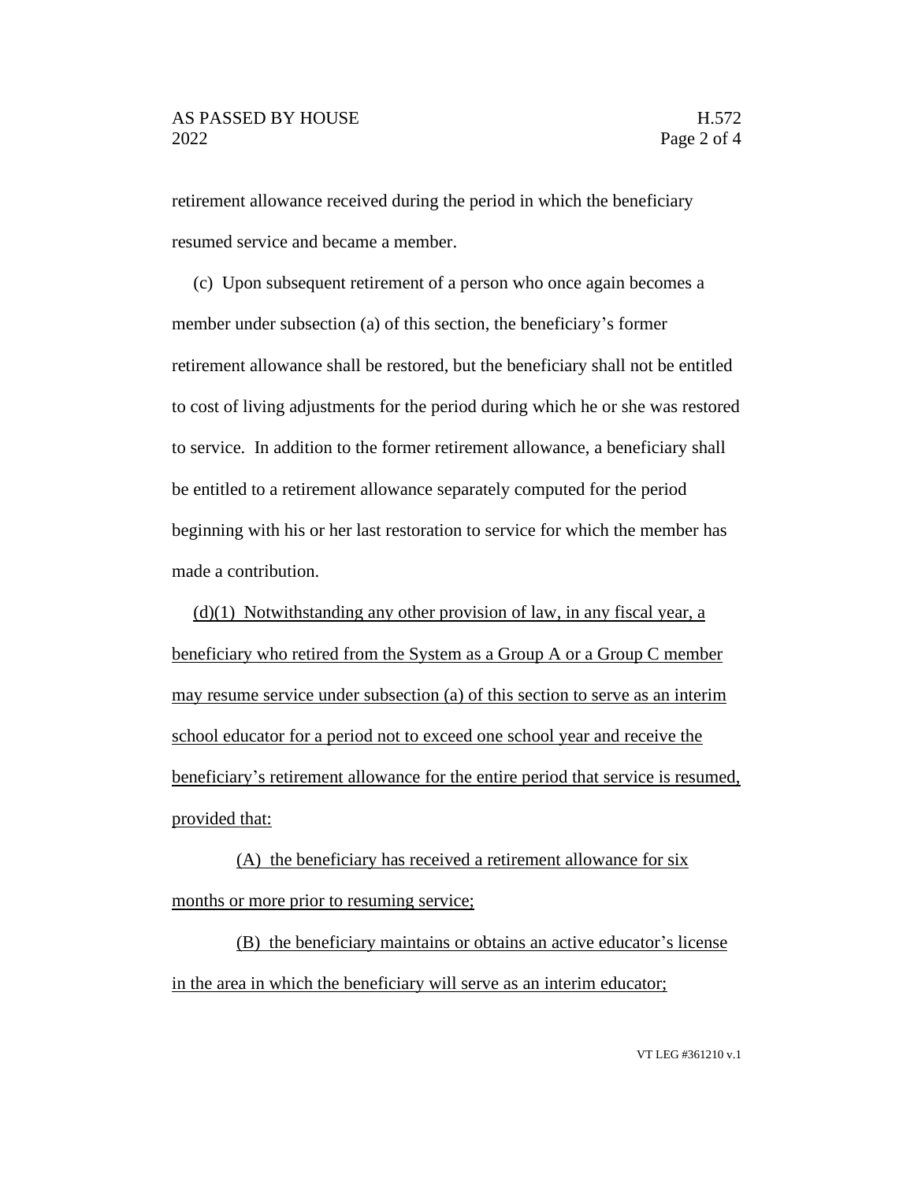retirement allowance received during the period in which the beneficiary resumed service and became a member.

(c) Upon subsequent retirement of a person who once again becomes a member under subsection (a) of this section, the beneficiary's former retirement allowance shall be restored, but the beneficiary shall not be entitled to cost of living adjustments for the period during which he or she was restored to service. In addition to the former retirement allowance, a beneficiary shall be entitled to a retirement allowance separately computed for the period beginning with his or her last restoration to service for which the member has made a contribution.

<u>(d)(1) Notwithstanding any other provision of law, in any fiscal year, a beneficiary who retired from the System as a Group A or a Group C member may resume service under subsection (a) of this section to serve as an interim school educator for a period not to exceed one school year and receive the beneficiary's retirement allowance for the entire period that service is resumed, provided that:</u>

<u>(A) the beneficiary has received a retirement allowance for six months or more prior to resuming service;</u>

<u>(B) the beneficiary maintains or obtains an active educator's license in the area in which the beneficiary will serve as an interim educator;</u>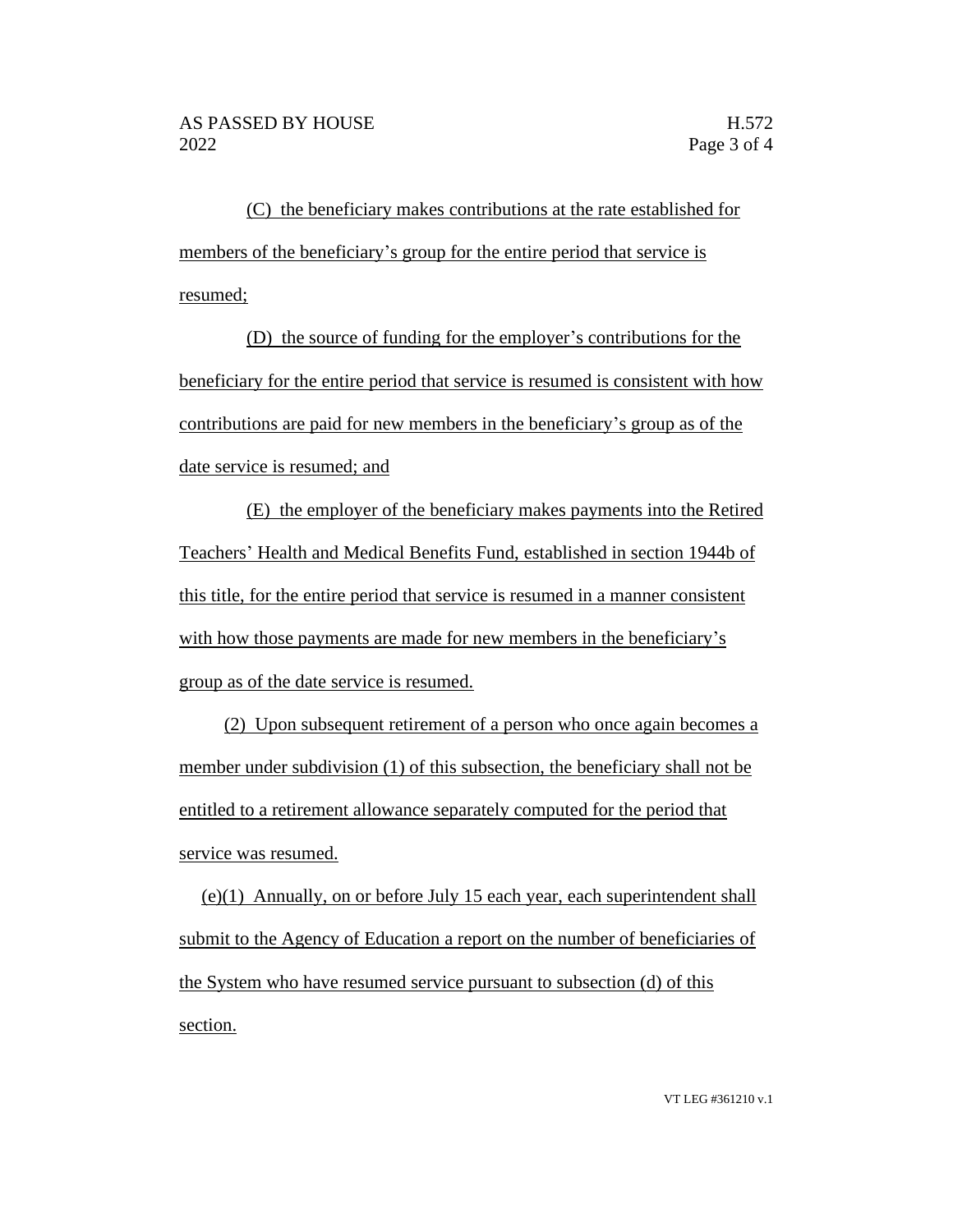(C) the beneficiary makes contributions at the rate established for members of the beneficiary's group for the entire period that service is resumed;

(D) the source of funding for the employer's contributions for the beneficiary for the entire period that service is resumed is consistent with how contributions are paid for new members in the beneficiary's group as of the date service is resumed; and

(E) the employer of the beneficiary makes payments into the Retired Teachers' Health and Medical Benefits Fund, established in section 1944b of this title, for the entire period that service is resumed in a manner consistent with how those payments are made for new members in the beneficiary's group as of the date service is resumed.

(2) Upon subsequent retirement of a person who once again becomes a member under subdivision (1) of this subsection, the beneficiary shall not be entitled to a retirement allowance separately computed for the period that service was resumed.

(e)(1) Annually, on or before July 15 each year, each superintendent shall submit to the Agency of Education a report on the number of beneficiaries of the System who have resumed service pursuant to subsection (d) of this section.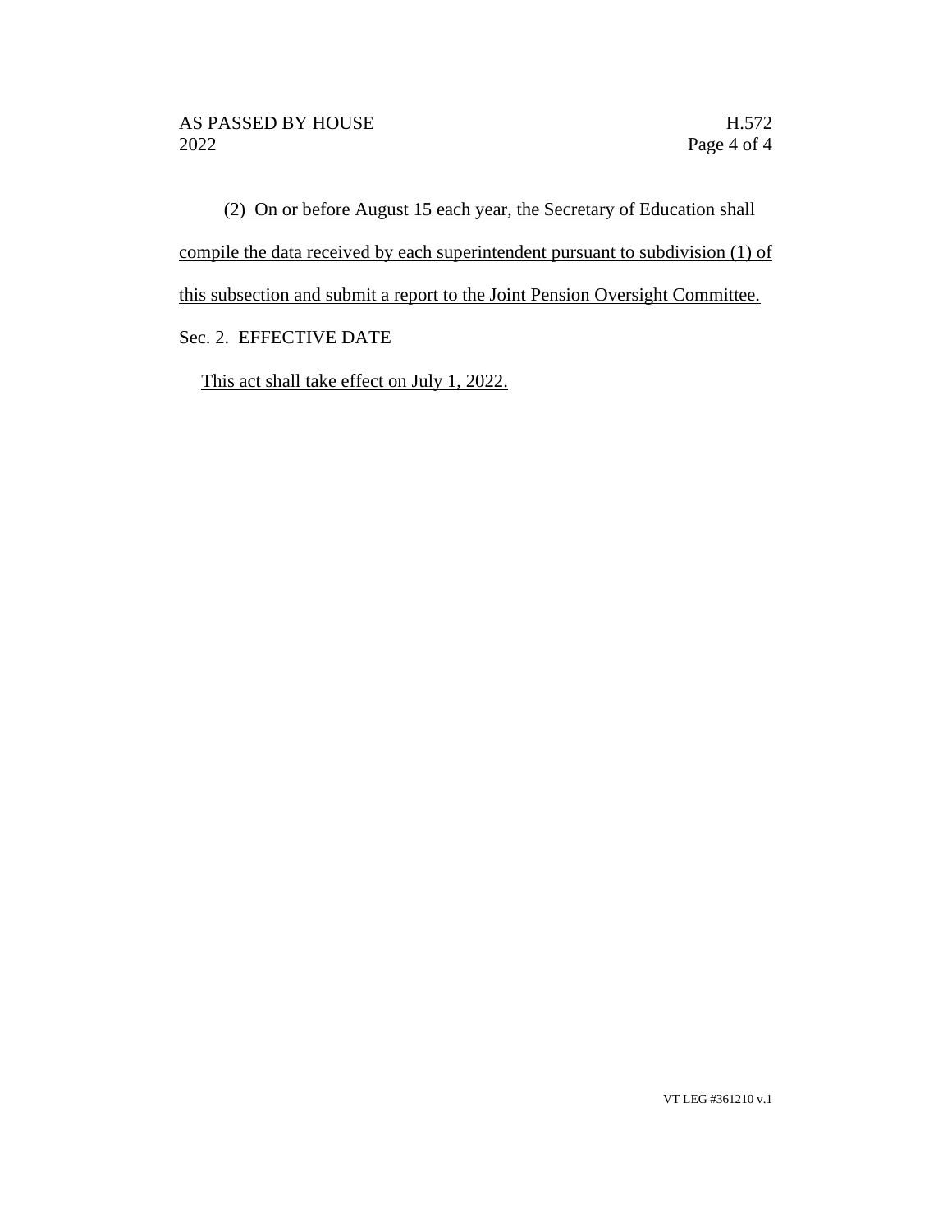(2) On or before August 15 each year, the Secretary of Education shall compile the data received by each superintendent pursuant to subdivision (1) of this subsection and submit a report to the Joint Pension Oversight Committee.

Sec. 2. EFFECTIVE DATE

This act shall take effect on July 1, 2022.